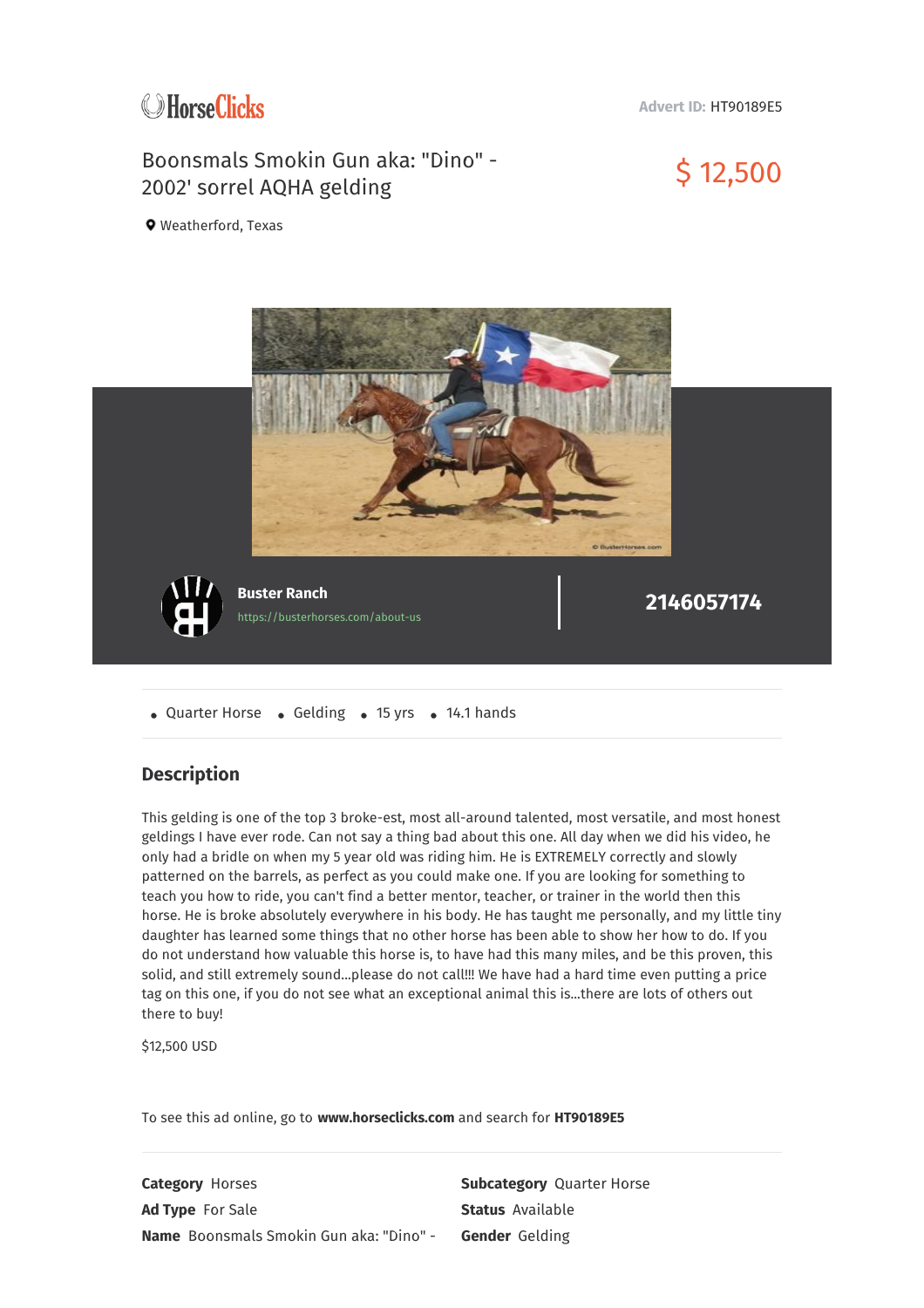HorseClicks

**Advert ID:** HT90189E5

# Boonsmals Smokin Gun aka: "Dino" - 2002' sorrel AQHA gelding

**$ 12,500**

Weatherford, Texas

**Buster Ranch**
https://busterhorses.com/about-us

**2146057174**

- Quarter Horse
- Gelding
- 15 yrs
- 14.1 hands

## Description

This gelding is one of the top 3 broke-est, most all-around talented, most versatile, and most honest geldings I have ever rode. Can not say a thing bad about this one. All day when we did his video, he only had a bridle on when my 5 year old was riding him. He is EXTREMELY correctly and slowly patterned on the barrels, as perfect as you could make one. If you are looking for something to teach you how to ride, you can't find a better mentor, teacher, or trainer in the world then this horse. He is broke absolutely everywhere in his body. He has taught me personally, and my little tiny daughter has learned some things that no other horse has been able to show her how to do. If you do not understand how valuable this horse is, to have had this many miles, and be this proven, this solid, and still extremely sound...please do not call!!! We have had a hard time even putting a price tag on this one, if you do not see what an exceptional animal this is...there are lots of others out there to buy!

$12,500 USD

To see this ad online, go to **www.horseclicks.com** and search for **HT90189E5**

**Category** Horses
**Ad Type** For Sale
**Name** Boonsmals Smokin Gun aka: "Dino" -
**Subcategory** Quarter Horse
**Status** Available
**Gender** Gelding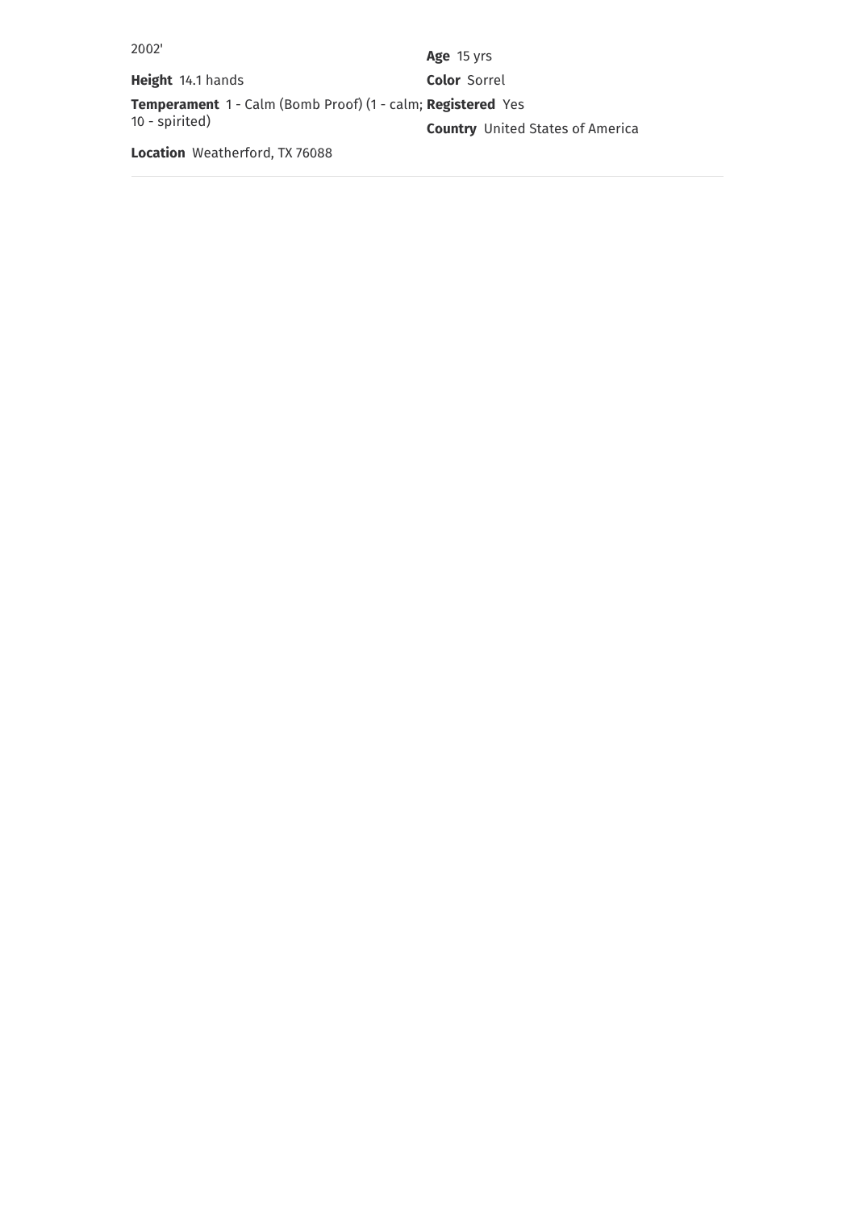2002'

**Age** 15 yrs

**Height** 14.1 hands

**Color** Sorrel

**Temperament** 1 - Calm (Bomb Proof) (1 - calm; 10 - spirited)

**Registered** Yes

**Country** United States of America

**Location** Weatherford, TX 76088